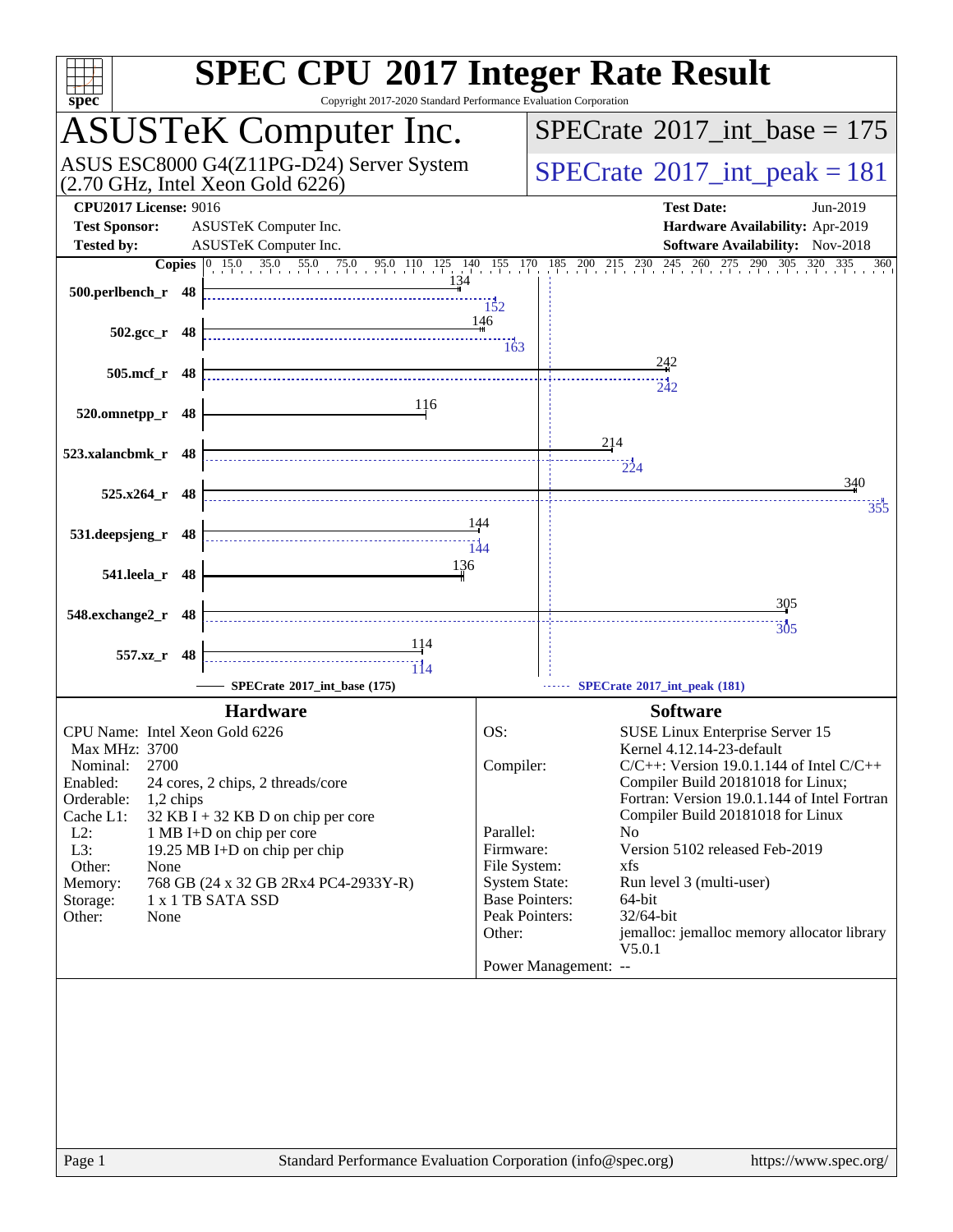# SPEC CPU 2017 Integer Rate Result

Copyright 2017-2020 Standard Performance Evaluation Corporation

## ASUSTeK Computer Inc.

ASUS ESC8000 G4(Z11PG-D24) Server System (2.70 GHz, Intel Xeon Gold 6226)

SPECrate 2017_int_base = 175

SPECrate 2017_int_peak = 181

**CPU2017 License:** 9016
**Test Sponsor:** ASUSTeK Computer Inc.
**Tested by:** ASUSTeK Computer Inc.

**Test Date:** Jun-2019
**Hardware Availability:** Apr-2019
**Software Availability:** Nov-2018

| Benchmark | Copies | Base | Peak |
|---|---|---|---|
| 500.perlbench_r | 48 | 134 | 152 |
| 502.gcc_r | 48 | 146 | 163 |
| 505.mcf_r | 48 | 242 | 242 |
| 520.omnetpp_r | 48 | 116 | |
| 523.xalancbmk_r | 48 | 214 | 224 |
| 525.x264_r | 48 | 340 | 355 |
| 531.deepsjeng_r | 48 | 144 | 144 |
| 541.leela_r | 48 | 136 | |
| 548.exchange2_r | 48 | 305 | 305 |
| 557.xz_r | 48 | 114 | 114 |

SPECrate 2017_int_base (175) — SPECrate 2017_int_peak (181)

## Hardware

| | |
|---|---|
| CPU Name: | Intel Xeon Gold 6226 |
| Max MHz: | 3700 |
| Nominal: | 2700 |
| Enabled: | 24 cores, 2 chips, 2 threads/core |
| Orderable: | 1,2 chips |
| Cache L1: | 32 KB I + 32 KB D on chip per core |
| L2: | 1 MB I+D on chip per core |
| L3: | 19.25 MB I+D on chip per chip |
| Other: | None |
| Memory: | 768 GB (24 x 32 GB 2Rx4 PC4-2933Y-R) |
| Storage: | 1 x 1 TB SATA SSD |
| Other: | None |

## Software

| | |
|---|---|
| OS: | SUSE Linux Enterprise Server 15 Kernel 4.12.14-23-default |
| Compiler: | C/C++: Version 19.0.1.144 of Intel C/C++ Compiler Build 20181018 for Linux; Fortran: Version 19.0.1.144 of Intel Fortran Compiler Build 20181018 for Linux |
| Parallel: | No |
| Firmware: | Version 5102 released Feb-2019 |
| File System: | xfs |
| System State: | Run level 3 (multi-user) |
| Base Pointers: | 64-bit |
| Peak Pointers: | 32/64-bit |
| Other: | jemalloc: jemalloc memory allocator library V5.0.1 |
| Power Management: | -- |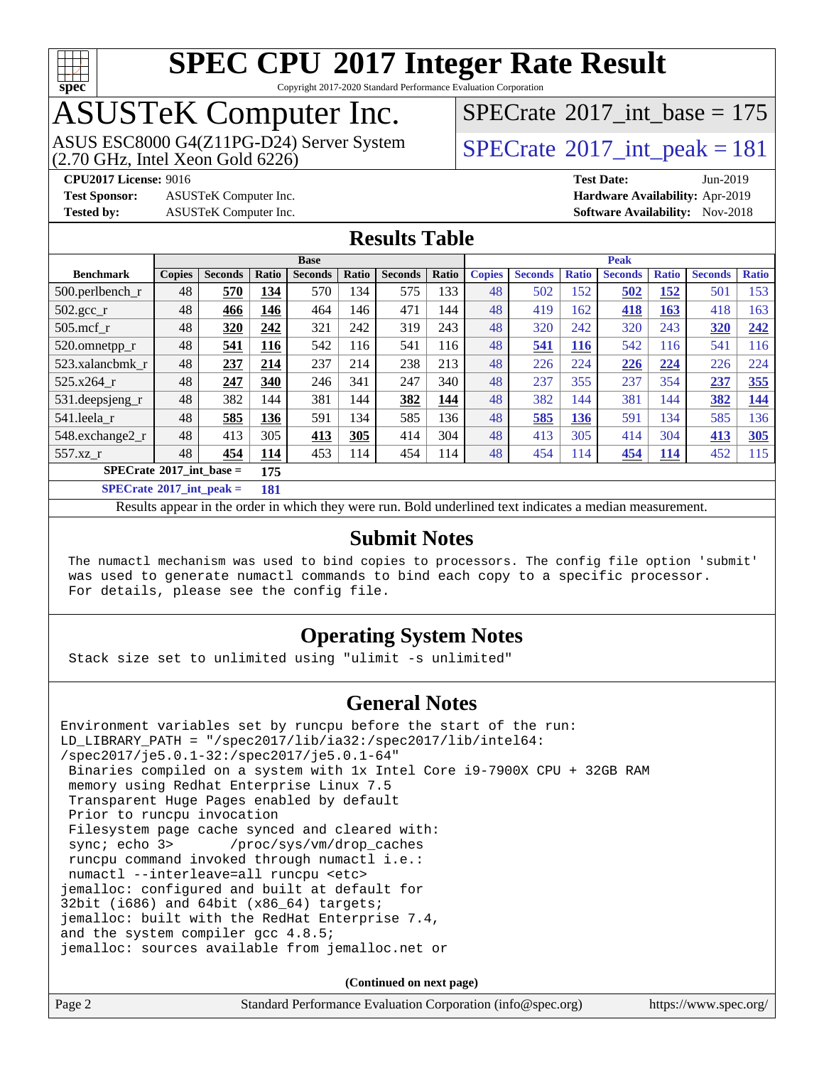# SPEC CPU 2017 Integer Rate Result

Copyright 2017-2020 Standard Performance Evaluation Corporation

## ASUSTeK Computer Inc.

ASUS ESC8000 G4(Z11PG-D24) Server System (2.70 GHz, Intel Xeon Gold 6226)

SPECrate 2017_int_base = 175

SPECrate 2017_int_peak = 181

**CPU2017 License:** 9016
**Test Sponsor:** ASUSTeK Computer Inc.
**Tested by:** ASUSTeK Computer Inc.

**Test Date:** Jun-2019
**Hardware Availability:** Apr-2019
**Software Availability:** Nov-2018

## Results Table

| Benchmark | Base | | | | | | | Peak | | | | | | |
|---|---|---|---|---|---|---|---|---|---|---|---|---|---|---|
| | Copies | Seconds | Ratio | Seconds | Ratio | Seconds | Ratio | Copies | Seconds | Ratio | Seconds | Ratio | Seconds | Ratio |
| 500.perlbench_r | 48 | **570** | **134** | 570 | 134 | 575 | 133 | 48 | 502 | 152 | **502** | **152** | 501 | 153 |
| 502.gcc_r | 48 | **466** | **146** | 464 | 146 | 471 | 144 | 48 | 419 | 162 | **418** | **163** | 418 | 163 |
| 505.mcf_r | 48 | **320** | **242** | 321 | 242 | 319 | 243 | 48 | 320 | 242 | 320 | 243 | **320** | **242** |
| 520.omnetpp_r | 48 | **541** | **116** | 542 | 116 | 541 | 116 | 48 | **541** | **116** | 542 | 116 | 541 | 116 |
| 523.xalancbmk_r | 48 | **237** | **214** | 237 | 214 | 238 | 213 | 48 | 226 | 224 | **226** | **224** | 226 | 224 |
| 525.x264_r | 48 | **247** | **340** | 246 | 341 | 247 | 340 | 48 | 237 | 355 | 237 | 354 | **237** | **355** |
| 531.deepsjeng_r | 48 | 382 | 144 | 381 | 144 | **382** | **144** | 48 | 382 | 144 | 381 | 144 | **382** | **144** |
| 541.leela_r | 48 | **585** | **136** | 591 | 134 | 585 | 136 | 48 | **585** | **136** | 591 | 134 | 585 | 136 |
| 548.exchange2_r | 48 | 413 | 305 | **413** | **305** | 414 | 304 | 48 | 413 | 305 | 414 | 304 | **413** | **305** |
| 557.xz_r | 48 | **454** | **114** | 453 | 114 | 454 | 114 | 48 | 454 | 114 | **454** | **114** | 452 | 115 |

**SPECrate 2017_int_base = 175**

**SPECrate 2017_int_peak = 181**

Results appear in the order in which they were run. Bold underlined text indicates a median measurement.

## Submit Notes

```
The numactl mechanism was used to bind copies to processors. The config file option 'submit'
was used to generate numactl commands to bind each copy to a specific processor.
For details, please see the config file.
```

## Operating System Notes

```
Stack size set to unlimited using "ulimit -s unlimited"
```

## General Notes

```
Environment variables set by runcpu before the start of the run:
LD_LIBRARY_PATH = "/spec2017/lib/ia32:/spec2017/lib/intel64:
/spec2017/je5.0.1-32:/spec2017/je5.0.1-64"
 Binaries compiled on a system with 1x Intel Core i9-7900X CPU + 32GB RAM
 memory using Redhat Enterprise Linux 7.5
 Transparent Huge Pages enabled by default
 Prior to runcpu invocation
 Filesystem page cache synced and cleared with:
 sync; echo 3>       /proc/sys/vm/drop_caches
 runcpu command invoked through numactl i.e.:
 numactl --interleave=all runcpu <etc>
jemalloc: configured and built at default for
32bit (i686) and 64bit (x86_64) targets;
jemalloc: built with the RedHat Enterprise 7.4,
and the system compiler gcc 4.8.5;
jemalloc: sources available from jemalloc.net or
```

**(Continued on next page)**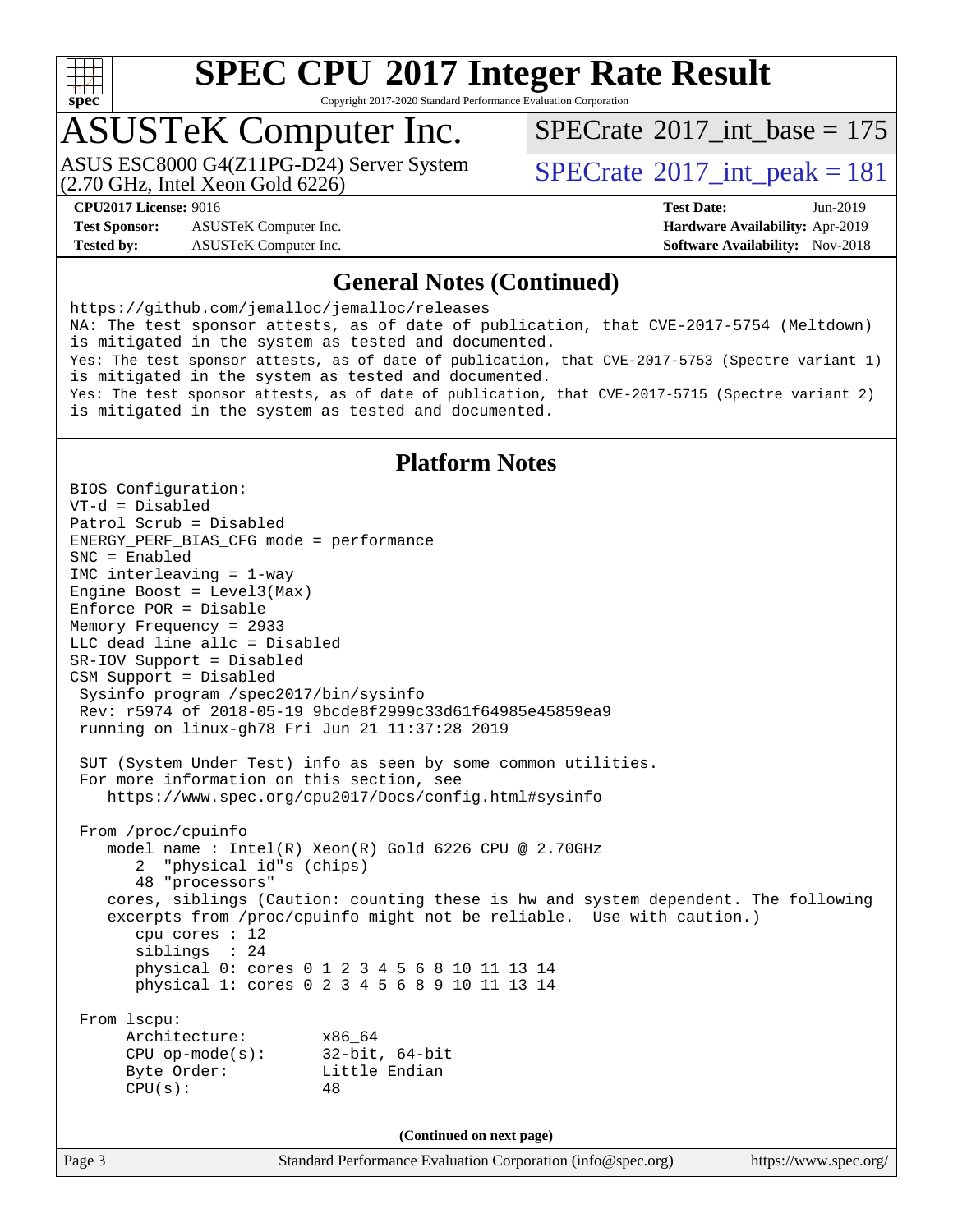# SPEC CPU 2017 Integer Rate Result

Copyright 2017-2020 Standard Performance Evaluation Corporation

## ASUSTeK Computer Inc.

ASUS ESC8000 G4(Z11PG-D24) Server System
(2.70 GHz, Intel Xeon Gold 6226)

SPECrate 2017_int_base = 175

SPECrate 2017_int_peak = 181

**CPU2017 License:** 9016
**Test Sponsor:** ASUSTeK Computer Inc.
**Tested by:** ASUSTeK Computer Inc.

**Test Date:** Jun-2019
**Hardware Availability:** Apr-2019
**Software Availability:** Nov-2018

## General Notes (Continued)

```
https://github.com/jemalloc/jemalloc/releases
NA: The test sponsor attests, as of date of publication, that CVE-2017-5754 (Meltdown)
is mitigated in the system as tested and documented.
Yes: The test sponsor attests, as of date of publication, that CVE-2017-5753 (Spectre variant 1)
is mitigated in the system as tested and documented.
Yes: The test sponsor attests, as of date of publication, that CVE-2017-5715 (Spectre variant 2)
is mitigated in the system as tested and documented.
```

## Platform Notes

```
BIOS Configuration:
VT-d = Disabled
Patrol Scrub = Disabled
ENERGY_PERF_BIAS_CFG mode = performance
SNC = Enabled
IMC interleaving = 1-way
Engine Boost = Level3(Max)
Enforce POR = Disable
Memory Frequency = 2933
LLC dead line allc = Disabled
SR-IOV Support = Disabled
CSM Support = Disabled
 Sysinfo program /spec2017/bin/sysinfo
 Rev: r5974 of 2018-05-19 9bcde8f2999c33d61f64985e45859ea9
 running on linux-gh78 Fri Jun 21 11:37:28 2019

 SUT (System Under Test) info as seen by some common utilities.
 For more information on this section, see
    https://www.spec.org/cpu2017/Docs/config.html#sysinfo

 From /proc/cpuinfo
    model name : Intel(R) Xeon(R) Gold 6226 CPU @ 2.70GHz
       2  "physical id"s (chips)
       48 "processors"
    cores, siblings (Caution: counting these is hw and system dependent. The following
    excerpts from /proc/cpuinfo might not be reliable.  Use with caution.)
       cpu cores : 12
       siblings  : 24
       physical 0: cores 0 1 2 3 4 5 6 8 10 11 13 14
       physical 1: cores 0 2 3 4 5 6 8 9 10 11 13 14

 From lscpu:
      Architecture:        x86_64
      CPU op-mode(s):      32-bit, 64-bit
      Byte Order:          Little Endian
      CPU(s):              48
```

(Continued on next page)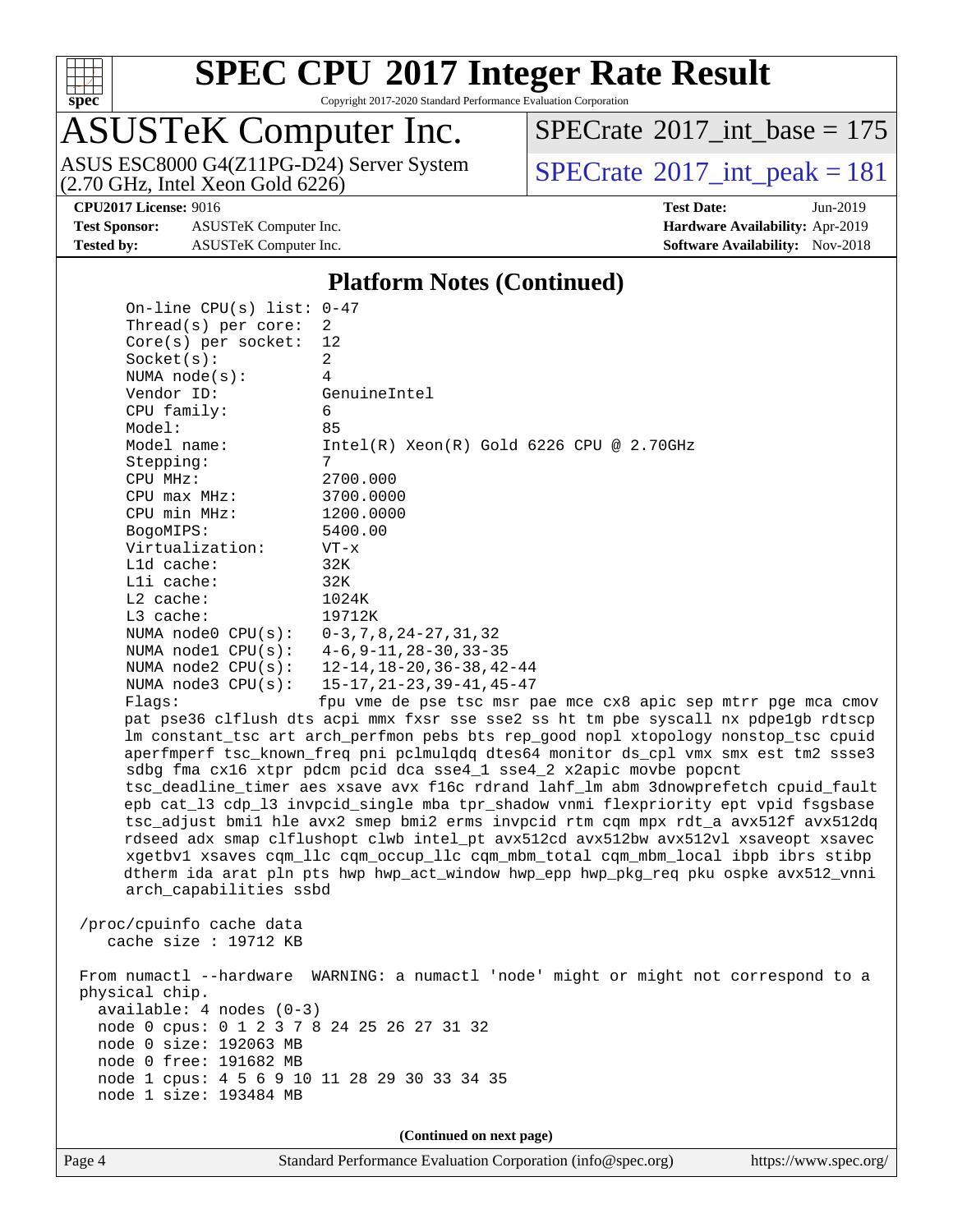# SPEC CPU 2017 Integer Rate Result

Copyright 2017-2020 Standard Performance Evaluation Corporation

## ASUSTeK Computer Inc.

ASUS ESC8000 G4(Z11PG-D24) Server System
(2.70 GHz, Intel Xeon Gold 6226)

SPECrate 2017_int_base = 175

SPECrate 2017_int_peak = 181

**CPU2017 License:** 9016
**Test Sponsor:** ASUSTeK Computer Inc.
**Tested by:** ASUSTeK Computer Inc.

**Test Date:** Jun-2019
**Hardware Availability:** Apr-2019
**Software Availability:** Nov-2018

### Platform Notes (Continued)

```
    On-line CPU(s) list: 0-47
    Thread(s) per core:  2
    Core(s) per socket:  12
    Socket(s):           2
    NUMA node(s):        4
    Vendor ID:           GenuineIntel
    CPU family:          6
    Model:               85
    Model name:          Intel(R) Xeon(R) Gold 6226 CPU @ 2.70GHz
    Stepping:            7
    CPU MHz:             2700.000
    CPU max MHz:         3700.0000
    CPU min MHz:         1200.0000
    BogoMIPS:            5400.00
    Virtualization:      VT-x
    L1d cache:           32K
    L1i cache:           32K
    L2 cache:            1024K
    L3 cache:            19712K
    NUMA node0 CPU(s):   0-3,7,8,24-27,31,32
    NUMA node1 CPU(s):   4-6,9-11,28-30,33-35
    NUMA node2 CPU(s):   12-14,18-20,36-38,42-44
    NUMA node3 CPU(s):   15-17,21-23,39-41,45-47
    Flags:               fpu vme de pse tsc msr pae mce cx8 apic sep mtrr pge mca cmov
    pat pse36 clflush dts acpi mmx fxsr sse sse2 ss ht tm pbe syscall nx pdpe1gb rdtscp
    lm constant_tsc art arch_perfmon pebs bts rep_good nopl xtopology nonstop_tsc cpuid
    aperfmperf tsc_known_freq pni pclmulqdq dtes64 monitor ds_cpl vmx smx est tm2 ssse3
    sdbg fma cx16 xtpr pdcm pcid dca sse4_1 sse4_2 x2apic movbe popcnt
    tsc_deadline_timer aes xsave avx f16c rdrand lahf_lm abm 3dnowprefetch cpuid_fault
    epb cat_l3 cdp_l3 invpcid_single mba tpr_shadow vnmi flexpriority ept vpid fsgsbase
    tsc_adjust bmi1 hle avx2 smep bmi2 erms invpcid rtm cqm mpx rdt_a avx512f avx512dq
    rdseed adx smap clflushopt clwb intel_pt avx512cd avx512bw avx512vl xsaveopt xsavec
    xgetbv1 xsaves cqm_llc cqm_occup_llc cqm_mbm_total cqm_mbm_local ibpb ibrs stibp
    dtherm ida arat pln pts hwp hwp_act_window hwp_epp hwp_pkg_req pku ospke avx512_vnni
    arch_capabilities ssbd

 /proc/cpuinfo cache data
    cache size : 19712 KB

 From numactl --hardware  WARNING: a numactl 'node' might or might not correspond to a
 physical chip.
   available: 4 nodes (0-3)
   node 0 cpus: 0 1 2 3 7 8 24 25 26 27 31 32
   node 0 size: 192063 MB
   node 0 free: 191682 MB
   node 1 cpus: 4 5 6 9 10 11 28 29 30 33 34 35
   node 1 size: 193484 MB
```

(Continued on next page)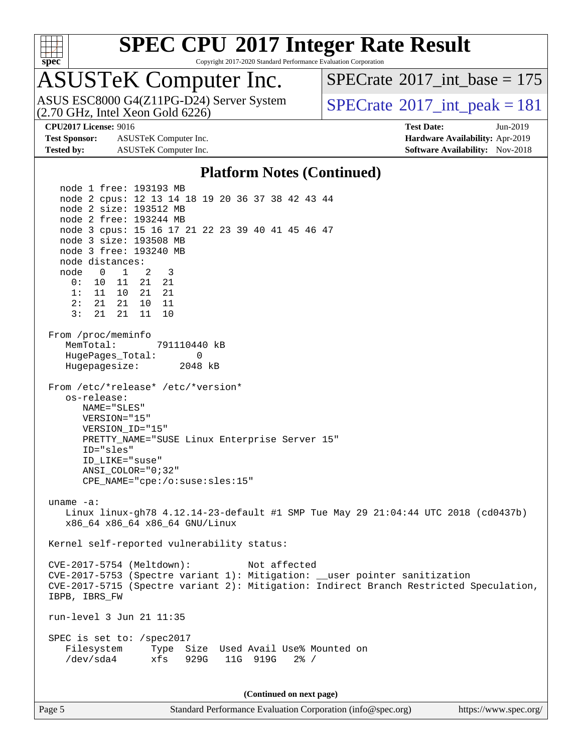# SPEC CPU 2017 Integer Rate Result

Copyright 2017-2020 Standard Performance Evaluation Corporation

## ASUSTeK Computer Inc.

ASUS ESC8000 G4(Z11PG-D24) Server System (2.70 GHz, Intel Xeon Gold 6226)

SPECrate 2017_int_base = 175

SPECrate 2017_int_peak = 181

**CPU2017 License:** 9016
**Test Sponsor:** ASUSTeK Computer Inc.
**Tested by:** ASUSTeK Computer Inc.
**Test Date:** Jun-2019
**Hardware Availability:** Apr-2019
**Software Availability:** Nov-2018

### Platform Notes (Continued)

```
   node 1 free: 193193 MB
   node 2 cpus: 12 13 14 18 19 20 36 37 38 42 43 44
   node 2 size: 193512 MB
   node 2 free: 193244 MB
   node 3 cpus: 15 16 17 21 22 23 39 40 41 45 46 47
   node 3 size: 193508 MB
   node 3 free: 193240 MB
   node distances:
   node   0   1   2   3
     0:  10  11  21  21
     1:  11  10  21  21
     2:  21  21  10  11
     3:  21  21  11  10

 From /proc/meminfo
    MemTotal:       791110440 kB
    HugePages_Total:       0
    Hugepagesize:       2048 kB

 From /etc/*release* /etc/*version*
    os-release:
       NAME="SLES"
       VERSION="15"
       VERSION_ID="15"
       PRETTY_NAME="SUSE Linux Enterprise Server 15"
       ID="sles"
       ID_LIKE="suse"
       ANSI_COLOR="0;32"
       CPE_NAME="cpe:/o:suse:sles:15"

 uname -a:
    Linux linux-gh78 4.12.14-23-default #1 SMP Tue May 29 21:04:44 UTC 2018 (cd0437b)
    x86_64 x86_64 x86_64 GNU/Linux

 Kernel self-reported vulnerability status:

 CVE-2017-5754 (Meltdown):          Not affected
 CVE-2017-5753 (Spectre variant 1): Mitigation: __user pointer sanitization
 CVE-2017-5715 (Spectre variant 2): Mitigation: Indirect Branch Restricted Speculation,
 IBPB, IBRS_FW

 run-level 3 Jun 21 11:35

 SPEC is set to: /spec2017
    Filesystem     Type  Size  Used Avail Use% Mounted on
    /dev/sda4      xfs   929G   11G  919G   2% /
```

(Continued on next page)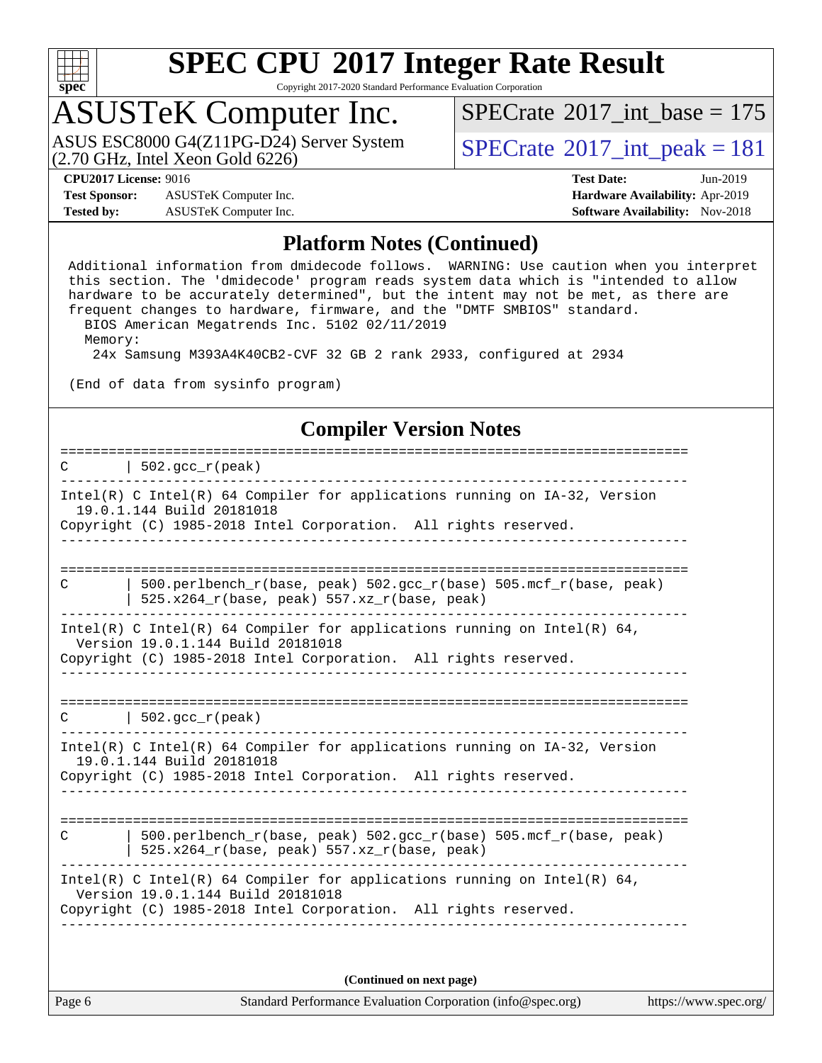# SPEC CPU 2017 Integer Rate Result

Copyright 2017-2020 Standard Performance Evaluation Corporation

## ASUSTeK Computer Inc.

ASUS ESC8000 G4(Z11PG-D24) Server System (2.70 GHz, Intel Xeon Gold 6226)

SPECrate 2017_int_base = 175

SPECrate 2017_int_peak = 181

**CPU2017 License:** 9016
**Test Sponsor:** ASUSTeK Computer Inc.
**Tested by:** ASUSTeK Computer Inc.

**Test Date:** Jun-2019
**Hardware Availability:** Apr-2019
**Software Availability:** Nov-2018

### Platform Notes (Continued)

```
Additional information from dmidecode follows.  WARNING: Use caution when you interpret
this section. The 'dmidecode' program reads system data which is "intended to allow
hardware to be accurately determined", but the intent may not be met, as there are
frequent changes to hardware, firmware, and the "DMTF SMBIOS" standard.
  BIOS American Megatrends Inc. 5102 02/11/2019
  Memory:
   24x Samsung M393A4K40CB2-CVF 32 GB 2 rank 2933, configured at 2934

(End of data from sysinfo program)
```

### Compiler Version Notes

```
==============================================================================
C       | 502.gcc_r(peak)
------------------------------------------------------------------------------
Intel(R) C Intel(R) 64 Compiler for applications running on IA-32, Version
  19.0.1.144 Build 20181018
Copyright (C) 1985-2018 Intel Corporation.  All rights reserved.
------------------------------------------------------------------------------

==============================================================================
C       | 500.perlbench_r(base, peak) 502.gcc_r(base) 505.mcf_r(base, peak)
        | 525.x264_r(base, peak) 557.xz_r(base, peak)
------------------------------------------------------------------------------
Intel(R) C Intel(R) 64 Compiler for applications running on Intel(R) 64,
  Version 19.0.1.144 Build 20181018
Copyright (C) 1985-2018 Intel Corporation.  All rights reserved.
------------------------------------------------------------------------------

==============================================================================
C       | 502.gcc_r(peak)
------------------------------------------------------------------------------
Intel(R) C Intel(R) 64 Compiler for applications running on IA-32, Version
  19.0.1.144 Build 20181018
Copyright (C) 1985-2018 Intel Corporation.  All rights reserved.
------------------------------------------------------------------------------

==============================================================================
C       | 500.perlbench_r(base, peak) 502.gcc_r(base) 505.mcf_r(base, peak)
        | 525.x264_r(base, peak) 557.xz_r(base, peak)
------------------------------------------------------------------------------
Intel(R) C Intel(R) 64 Compiler for applications running on Intel(R) 64,
  Version 19.0.1.144 Build 20181018
Copyright (C) 1985-2018 Intel Corporation.  All rights reserved.
------------------------------------------------------------------------------
```

(Continued on next page)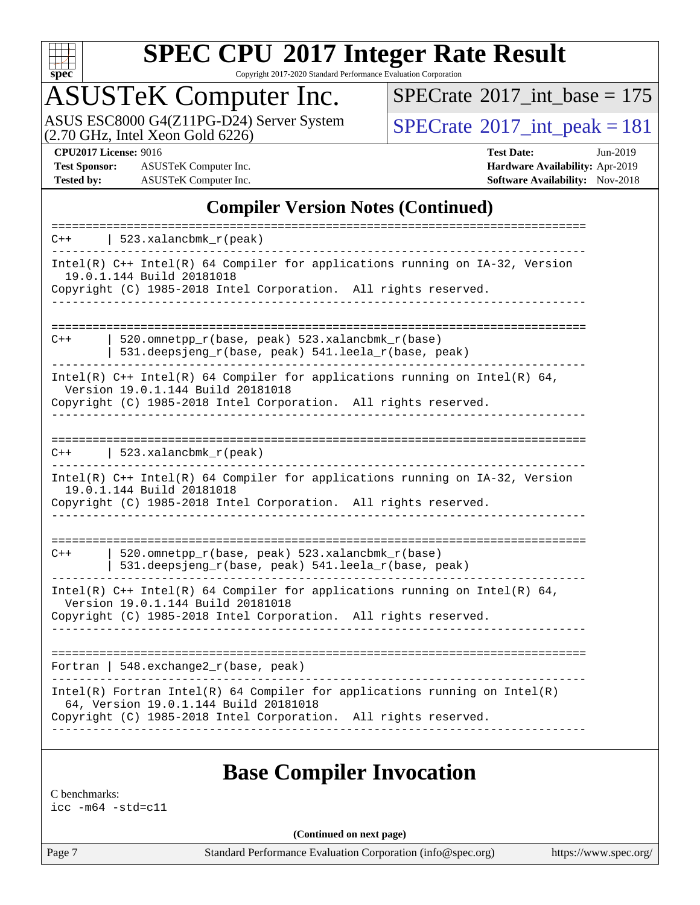## Compiler Version Notes (Continued)

```
==============================================================================
C++     | 523.xalancbmk_r(peak)
------------------------------------------------------------------------------
Intel(R) C++ Intel(R) 64 Compiler for applications running on IA-32, Version
  19.0.1.144 Build 20181018
Copyright (C) 1985-2018 Intel Corporation.  All rights reserved.
------------------------------------------------------------------------------

==============================================================================
C++     | 520.omnetpp_r(base, peak) 523.xalancbmk_r(base)
        | 531.deepsjeng_r(base, peak) 541.leela_r(base, peak)
------------------------------------------------------------------------------
Intel(R) C++ Intel(R) 64 Compiler for applications running on Intel(R) 64,
  Version 19.0.1.144 Build 20181018
Copyright (C) 1985-2018 Intel Corporation.  All rights reserved.
------------------------------------------------------------------------------

==============================================================================
C++     | 523.xalancbmk_r(peak)
------------------------------------------------------------------------------
Intel(R) C++ Intel(R) 64 Compiler for applications running on IA-32, Version
  19.0.1.144 Build 20181018
Copyright (C) 1985-2018 Intel Corporation.  All rights reserved.
------------------------------------------------------------------------------

==============================================================================
C++     | 520.omnetpp_r(base, peak) 523.xalancbmk_r(base)
        | 531.deepsjeng_r(base, peak) 541.leela_r(base, peak)
------------------------------------------------------------------------------
Intel(R) C++ Intel(R) 64 Compiler for applications running on Intel(R) 64,
  Version 19.0.1.144 Build 20181018
Copyright (C) 1985-2018 Intel Corporation.  All rights reserved.
------------------------------------------------------------------------------

==============================================================================
Fortran | 548.exchange2_r(base, peak)
------------------------------------------------------------------------------
Intel(R) Fortran Intel(R) 64 Compiler for applications running on Intel(R)
  64, Version 19.0.1.144 Build 20181018
Copyright (C) 1985-2018 Intel Corporation.  All rights reserved.
------------------------------------------------------------------------------
```

## Base Compiler Invocation

C benchmarks:
icc -m64 -std=c11

(Continued on next page)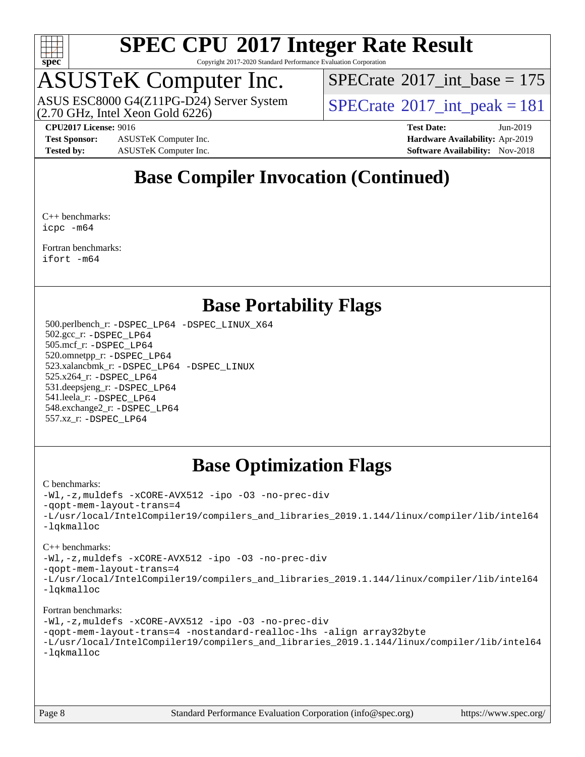# Base Compiler Invocation (Continued)

C++ benchmarks:
`icpc -m64`

Fortran benchmarks:
`ifort -m64`

# Base Portability Flags

500.perlbench_r: `-DSPEC_LP64 -DSPEC_LINUX_X64`
502.gcc_r: `-DSPEC_LP64`
505.mcf_r: `-DSPEC_LP64`
520.omnetpp_r: `-DSPEC_LP64`
523.xalancbmk_r: `-DSPEC_LP64 -DSPEC_LINUX`
525.x264_r: `-DSPEC_LP64`
531.deepsjeng_r: `-DSPEC_LP64`
541.leela_r: `-DSPEC_LP64`
548.exchange2_r: `-DSPEC_LP64`
557.xz_r: `-DSPEC_LP64`

# Base Optimization Flags

C benchmarks:

```
-Wl,-z,muldefs -xCORE-AVX512 -ipo -O3 -no-prec-div
-qopt-mem-layout-trans=4
-L/usr/local/IntelCompiler19/compilers_and_libraries_2019.1.144/linux/compiler/lib/intel64
-lqkmalloc
```

C++ benchmarks:

```
-Wl,-z,muldefs -xCORE-AVX512 -ipo -O3 -no-prec-div
-qopt-mem-layout-trans=4
-L/usr/local/IntelCompiler19/compilers_and_libraries_2019.1.144/linux/compiler/lib/intel64
-lqkmalloc
```

Fortran benchmarks:

```
-Wl,-z,muldefs -xCORE-AVX512 -ipo -O3 -no-prec-div
-qopt-mem-layout-trans=4 -nostandard-realloc-lhs -align array32byte
-L/usr/local/IntelCompiler19/compilers_and_libraries_2019.1.144/linux/compiler/lib/intel64
-lqkmalloc
```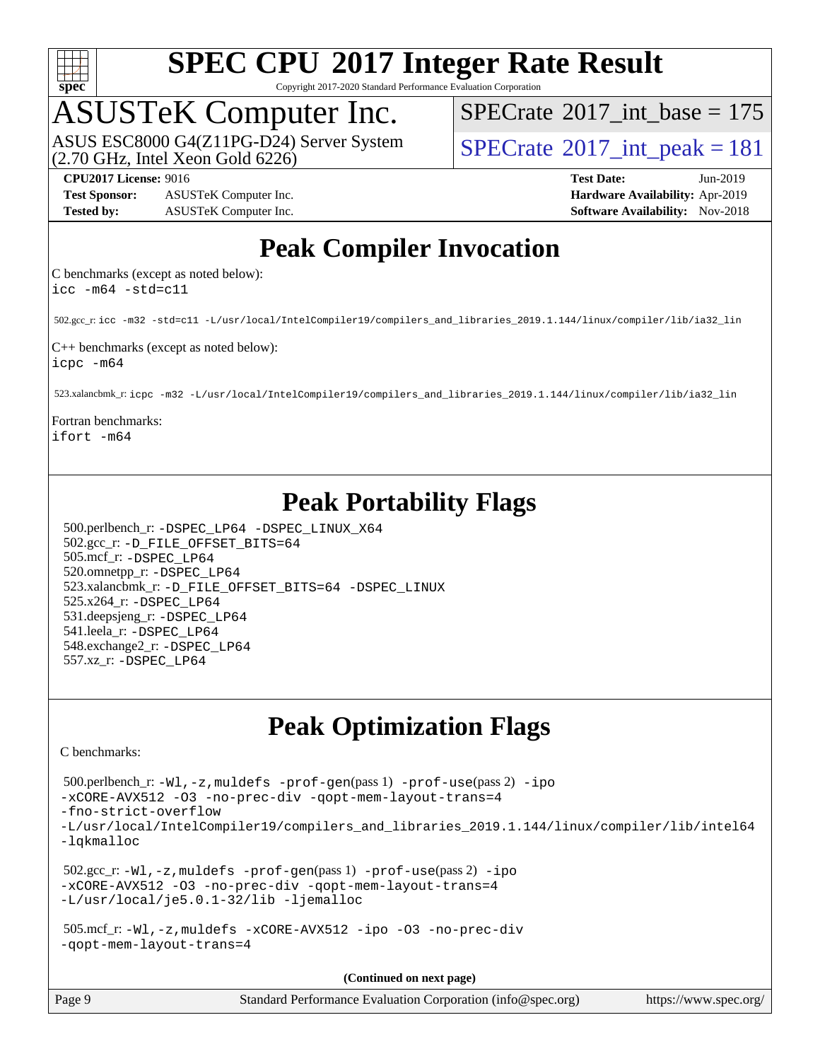# SPEC CPU 2017 Integer Rate Result

Copyright 2017-2020 Standard Performance Evaluation Corporation

## ASUSTeK Computer Inc.

ASUS ESC8000 G4(Z11PG-D24) Server System (2.70 GHz, Intel Xeon Gold 6226)

SPECrate 2017_int_base = 175

SPECrate 2017_int_peak = 181

**CPU2017 License:** 9016
**Test Sponsor:** ASUSTeK Computer Inc.
**Tested by:** ASUSTeK Computer Inc.

**Test Date:** Jun-2019
**Hardware Availability:** Apr-2019
**Software Availability:** Nov-2018

# Peak Compiler Invocation

C benchmarks (except as noted below):
`icc -m64 -std=c11`

502.gcc_r: `icc -m32 -std=c11 -L/usr/local/IntelCompiler19/compilers_and_libraries_2019.1.144/linux/compiler/lib/ia32_lin`

C++ benchmarks (except as noted below):
`icpc -m64`

523.xalancbmk_r: `icpc -m32 -L/usr/local/IntelCompiler19/compilers_and_libraries_2019.1.144/linux/compiler/lib/ia32_lin`

Fortran benchmarks:
`ifort -m64`

# Peak Portability Flags

500.perlbench_r: `-DSPEC_LP64 -DSPEC_LINUX_X64`
502.gcc_r: `-D_FILE_OFFSET_BITS=64`
505.mcf_r: `-DSPEC_LP64`
520.omnetpp_r: `-DSPEC_LP64`
523.xalancbmk_r: `-D_FILE_OFFSET_BITS=64 -DSPEC_LINUX`
525.x264_r: `-DSPEC_LP64`
531.deepsjeng_r: `-DSPEC_LP64`
541.leela_r: `-DSPEC_LP64`
548.exchange2_r: `-DSPEC_LP64`
557.xz_r: `-DSPEC_LP64`

# Peak Optimization Flags

C benchmarks:

500.perlbench_r: `-Wl,-z,muldefs -prof-gen`(pass 1) `-prof-use`(pass 2) `-ipo -xCORE-AVX512 -O3 -no-prec-div -qopt-mem-layout-trans=4 -fno-strict-overflow -L/usr/local/IntelCompiler19/compilers_and_libraries_2019.1.144/linux/compiler/lib/intel64 -lqkmalloc`

502.gcc_r: `-Wl,-z,muldefs -prof-gen`(pass 1) `-prof-use`(pass 2) `-ipo -xCORE-AVX512 -O3 -no-prec-div -qopt-mem-layout-trans=4 -L/usr/local/je5.0.1-32/lib -ljemalloc`

505.mcf_r: `-Wl,-z,muldefs -xCORE-AVX512 -ipo -O3 -no-prec-div -qopt-mem-layout-trans=4`

**(Continued on next page)**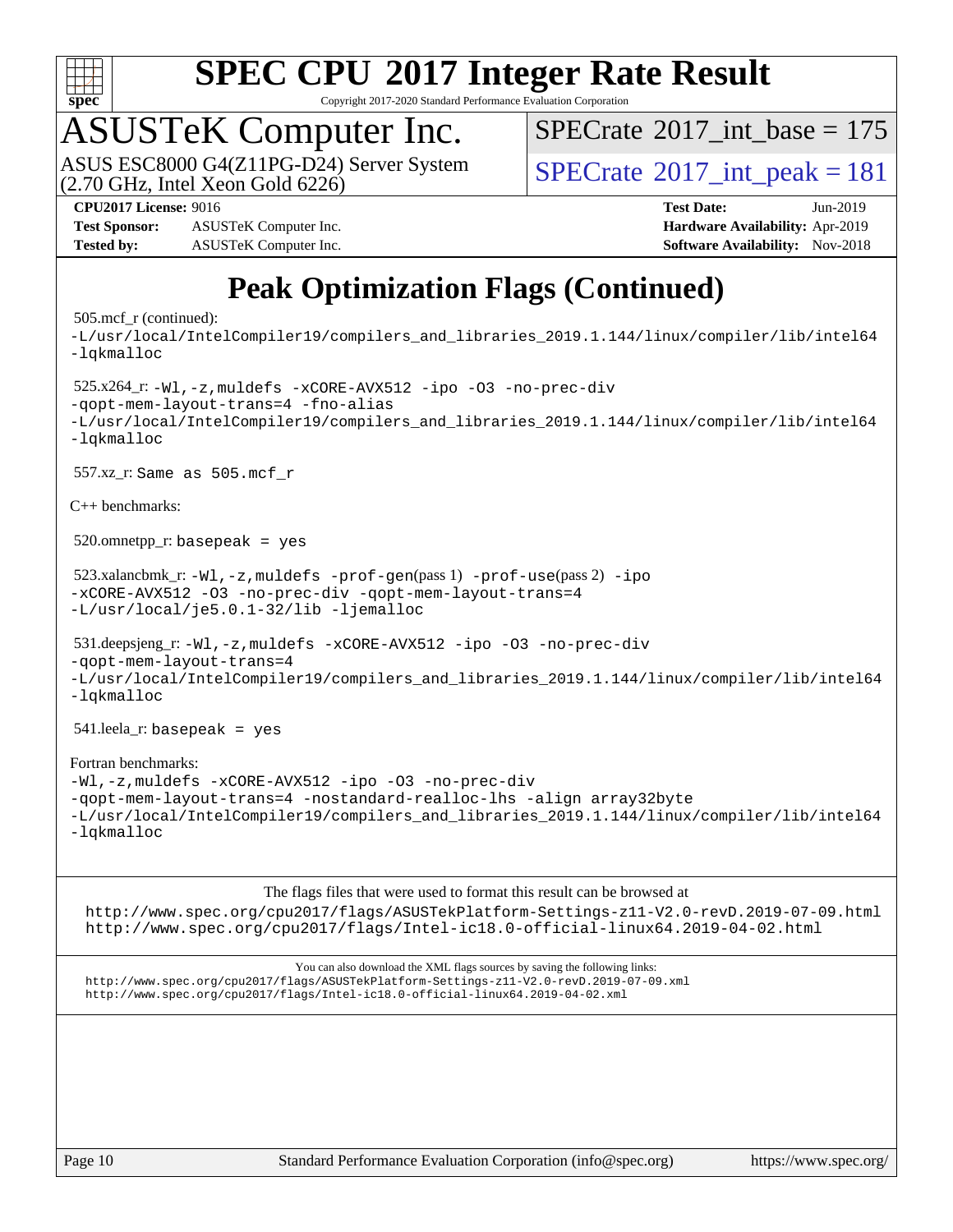# SPEC CPU 2017 Integer Rate Result

Copyright 2017-2020 Standard Performance Evaluation Corporation

## ASUSTeK Computer Inc.

ASUS ESC8000 G4(Z11PG-D24) Server System (2.70 GHz, Intel Xeon Gold 6226)

SPECrate 2017_int_base = 175

SPECrate 2017_int_peak = 181

**CPU2017 License:** 9016
**Test Sponsor:** ASUSTeK Computer Inc.
**Tested by:** ASUSTeK Computer Inc.

**Test Date:** Jun-2019
**Hardware Availability:** Apr-2019
**Software Availability:** Nov-2018

# Peak Optimization Flags (Continued)

505.mcf_r (continued):
`-L/usr/local/IntelCompiler19/compilers_and_libraries_2019.1.144/linux/compiler/lib/intel64 -lqkmalloc`

525.x264_r: `-Wl,-z,muldefs -xCORE-AVX512 -ipo -O3 -no-prec-div -qopt-mem-layout-trans=4 -fno-alias -L/usr/local/IntelCompiler19/compilers_and_libraries_2019.1.144/linux/compiler/lib/intel64 -lqkmalloc`

557.xz_r: `Same as 505.mcf_r`

C++ benchmarks:

520.omnetpp_r: `basepeak = yes`

523.xalancbmk_r: `-Wl,-z,muldefs -prof-gen`(pass 1) `-prof-use`(pass 2) `-ipo -xCORE-AVX512 -O3 -no-prec-div -qopt-mem-layout-trans=4 -L/usr/local/je5.0.1-32/lib -ljemalloc`

531.deepsjeng_r: `-Wl,-z,muldefs -xCORE-AVX512 -ipo -O3 -no-prec-div -qopt-mem-layout-trans=4 -L/usr/local/IntelCompiler19/compilers_and_libraries_2019.1.144/linux/compiler/lib/intel64 -lqkmalloc`

541.leela_r: `basepeak = yes`

Fortran benchmarks:
`-Wl,-z,muldefs -xCORE-AVX512 -ipo -O3 -no-prec-div -qopt-mem-layout-trans=4 -nostandard-realloc-lhs -align array32byte -L/usr/local/IntelCompiler19/compilers_and_libraries_2019.1.144/linux/compiler/lib/intel64 -lqkmalloc`

The flags files that were used to format this result can be browsed at
http://www.spec.org/cpu2017/flags/ASUSTekPlatform-Settings-z11-V2.0-revD.2019-07-09.html
http://www.spec.org/cpu2017/flags/Intel-ic18.0-official-linux64.2019-04-02.html

You can also download the XML flags sources by saving the following links:
http://www.spec.org/cpu2017/flags/ASUSTekPlatform-Settings-z11-V2.0-revD.2019-07-09.xml
http://www.spec.org/cpu2017/flags/Intel-ic18.0-official-linux64.2019-04-02.xml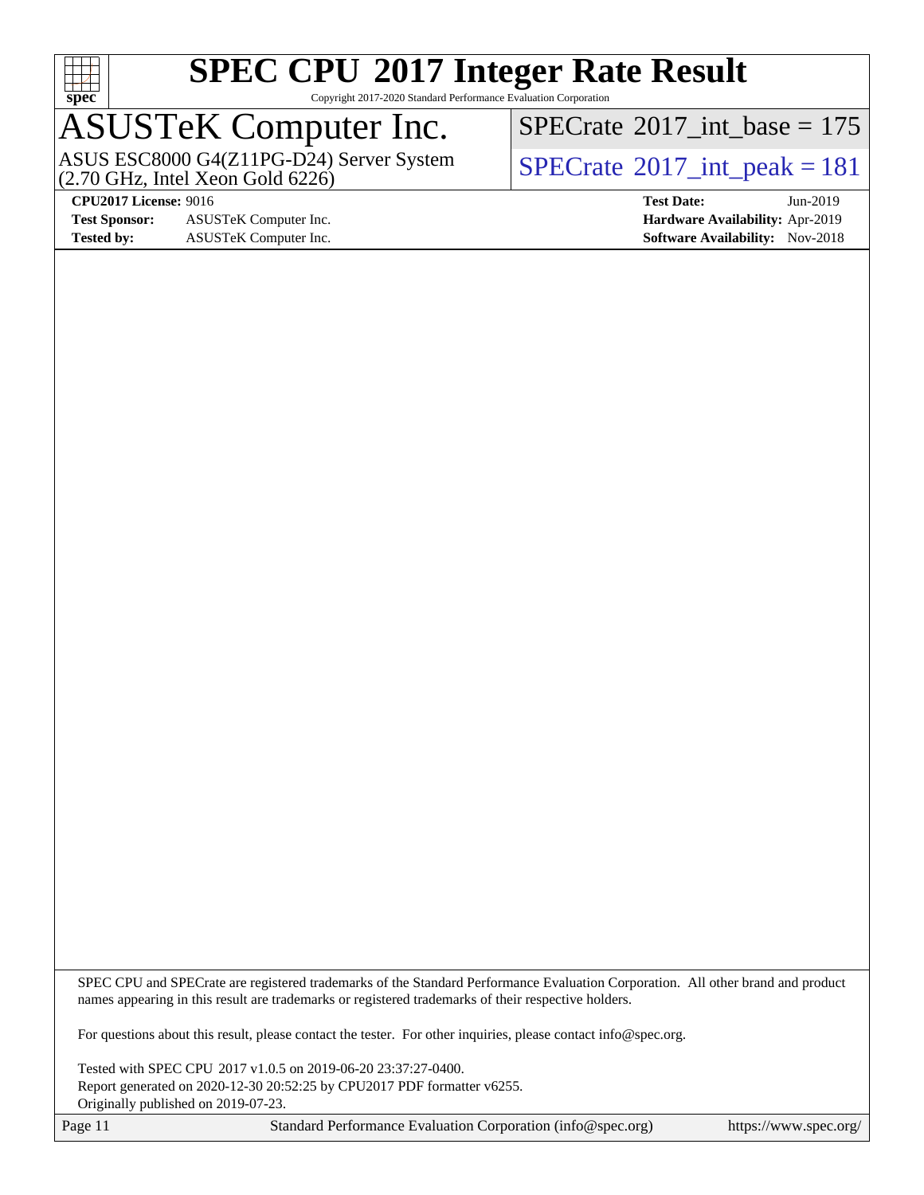SPEC CPU and SPECrate are registered trademarks of the Standard Performance Evaluation Corporation. All other brand and product names appearing in this result are trademarks or registered trademarks of their respective holders.

For questions about this result, please contact the tester. For other inquiries, please contact info@spec.org.

Tested with SPEC CPU 2017 v1.0.5 on 2019-06-20 23:37:27-0400.
Report generated on 2020-12-30 20:52:25 by CPU2017 PDF formatter v6255.
Originally published on 2019-07-23.